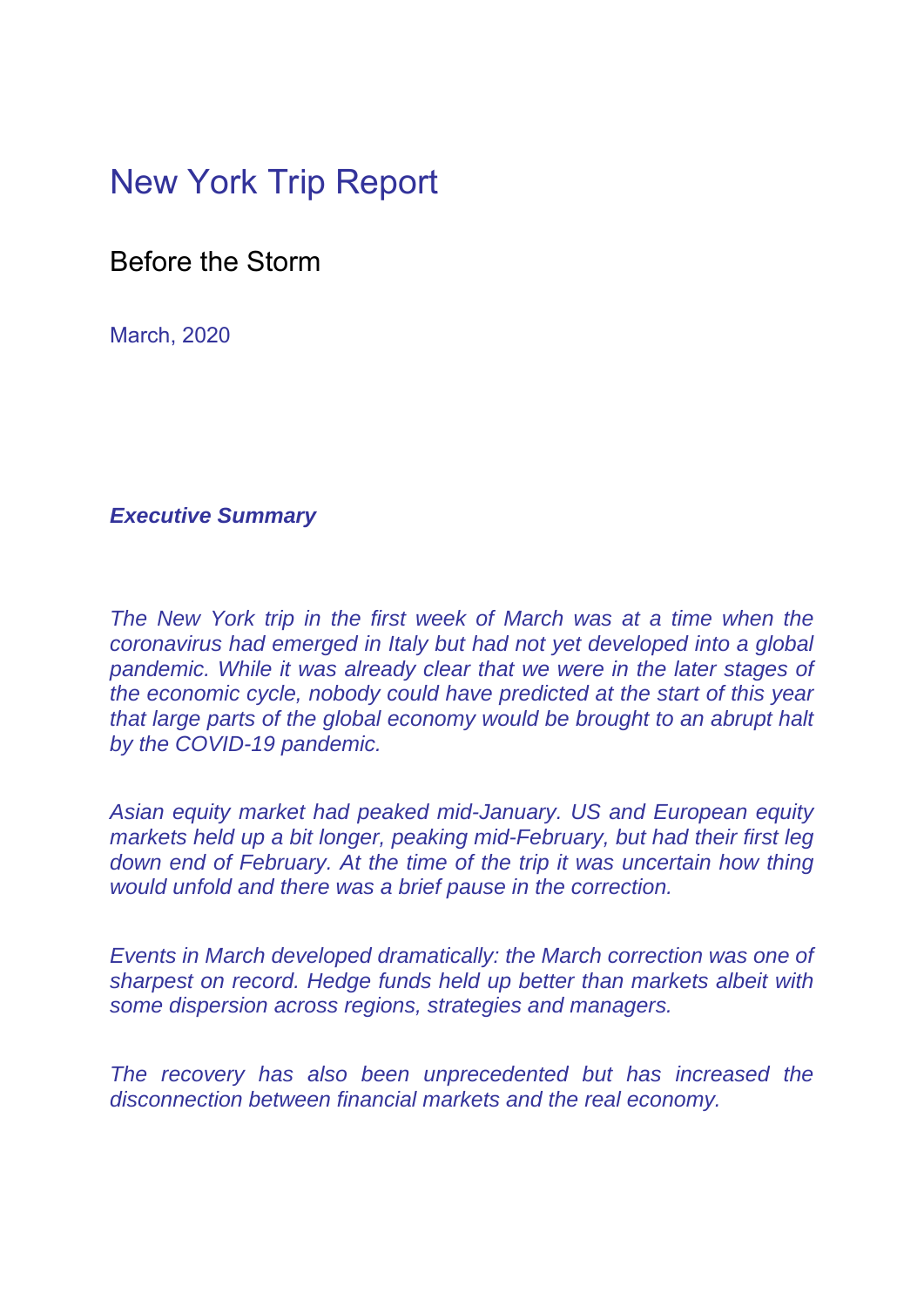# New York Trip Report

## Before the Storm

March, 2020

***Executive Summary***

*The New York trip in the first week of March was at a time when the coronavirus had emerged in Italy but had not yet developed into a global pandemic. While it was already clear that we were in the later stages of the economic cycle, nobody could have predicted at the start of this year that large parts of the global economy would be brought to an abrupt halt by the COVID-19 pandemic.*

*Asian equity market had peaked mid-January. US and European equity markets held up a bit longer, peaking mid-February, but had their first leg down end of February. At the time of the trip it was uncertain how thing would unfold and there was a brief pause in the correction.*

*Events in March developed dramatically: the March correction was one of sharpest on record. Hedge funds held up better than markets albeit with some dispersion across regions, strategies and managers.*

*The recovery has also been unprecedented but has increased the disconnection between financial markets and the real economy.*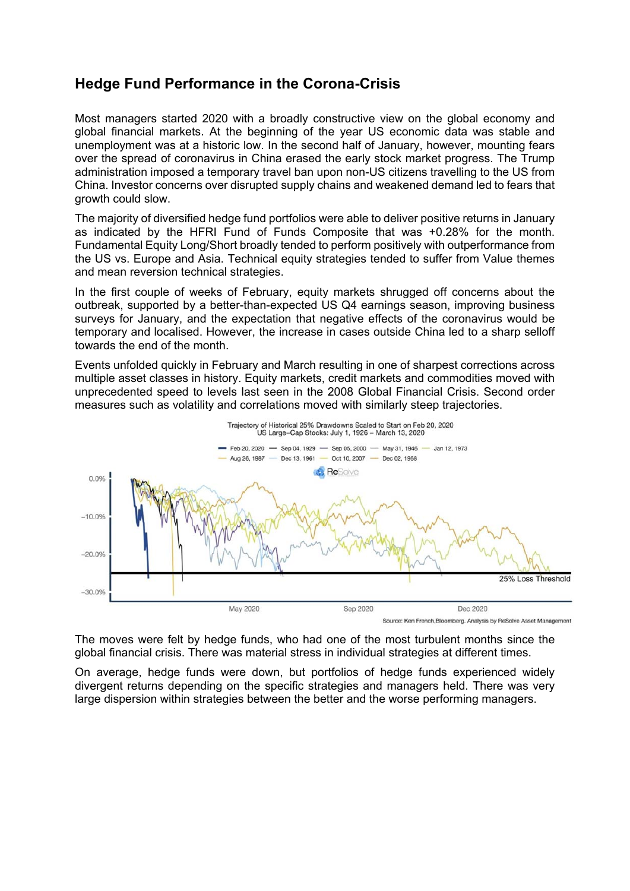## Hedge Fund Performance in the Corona-Crisis

Most managers started 2020 with a broadly constructive view on the global economy and global financial markets. At the beginning of the year US economic data was stable and unemployment was at a historic low. In the second half of January, however, mounting fears over the spread of coronavirus in China erased the early stock market progress. The Trump administration imposed a temporary travel ban upon non-US citizens travelling to the US from China. Investor concerns over disrupted supply chains and weakened demand led to fears that growth could slow.

The majority of diversified hedge fund portfolios were able to deliver positive returns in January as indicated by the HFRI Fund of Funds Composite that was +0.28% for the month. Fundamental Equity Long/Short broadly tended to perform positively with outperformance from the US vs. Europe and Asia. Technical equity strategies tended to suffer from Value themes and mean reversion technical strategies.

In the first couple of weeks of February, equity markets shrugged off concerns about the outbreak, supported by a better-than-expected US Q4 earnings season, improving business surveys for January, and the expectation that negative effects of the coronavirus would be temporary and localised. However, the increase in cases outside China led to a sharp selloff towards the end of the month.

Events unfolded quickly in February and March resulting in one of sharpest corrections across multiple asset classes in history. Equity markets, credit markets and commodities moved with unprecedented speed to levels last seen in the 2008 Global Financial Crisis. Second order measures such as volatility and correlations moved with similarly steep trajectories.

Trajectory of Historical 25% Drawdowns Scaled to Start on Feb 20, 2020
US Large-Cap Stocks: July 1, 1926 – March 13, 2020

Source: Ken French,Bloomberg. Analysis by ReSolve Asset Management

The moves were felt by hedge funds, who had one of the most turbulent months since the global financial crisis. There was material stress in individual strategies at different times.

On average, hedge funds were down, but portfolios of hedge funds experienced widely divergent returns depending on the specific strategies and managers held. There was very large dispersion within strategies between the better and the worse performing managers.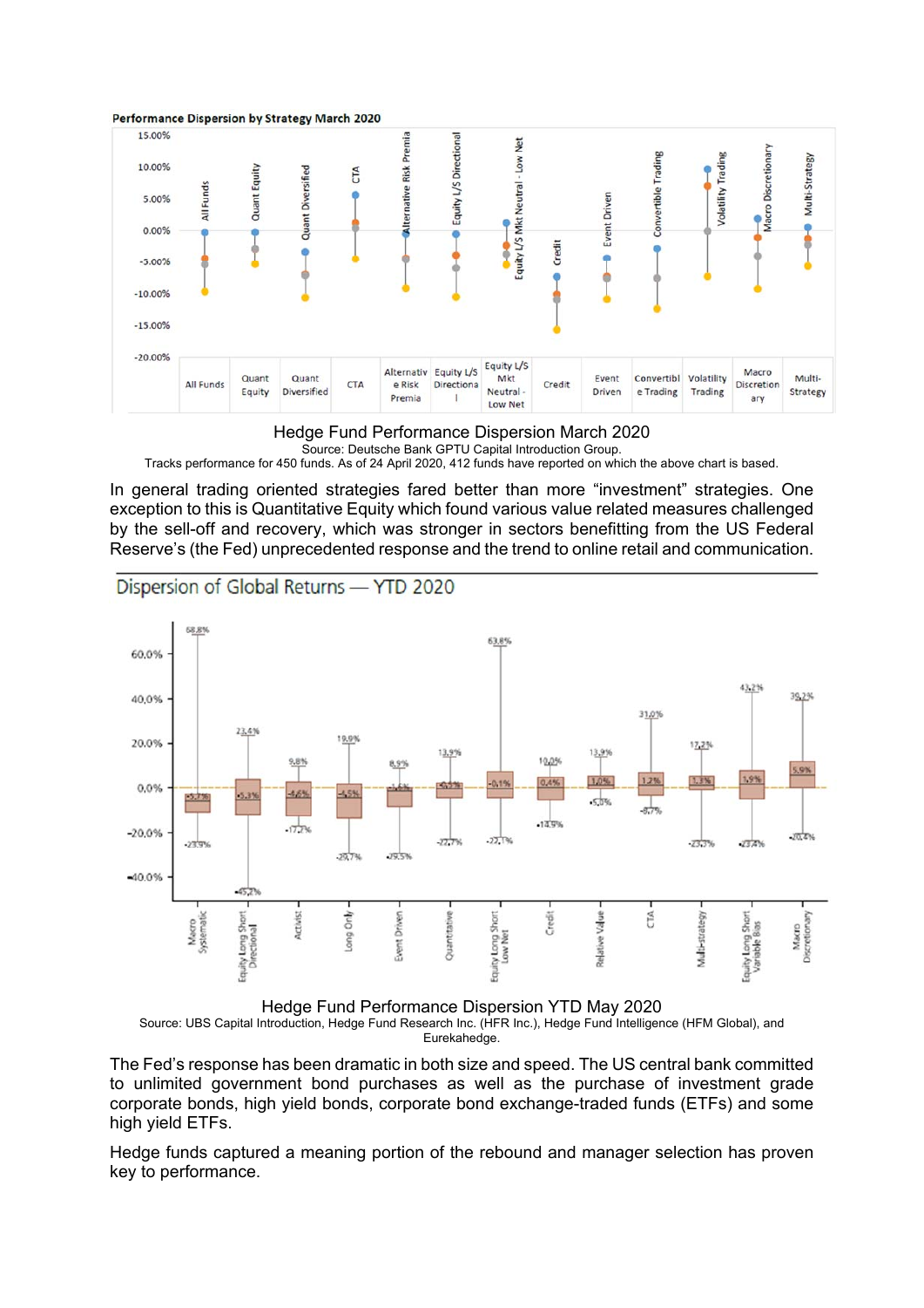Performance Dispersion by Strategy March 2020

15.00%
10.00%
5.00%
0.00%
-5.00%
-10.00%
-15.00%
-20.00%

All Funds
Quant Equity
Quant Diversified
CTA
Alternative Risk Premia
Equity L/S Directional
Equity L/S Mkt Neutral - Low Net
Credit
Event Driven
Convertible Trading
Volatility Trading
Macro Discretionary
Multi-Strategy

Hedge Fund Performance Dispersion March 2020

Source: Deutsche Bank GPTU Capital Introduction Group.

Tracks performance for 450 funds. As of 24 April 2020, 412 funds have reported on which the above chart is based.

In general trading oriented strategies fared better than more "investment" strategies. One exception to this is Quantitative Equity which found various value related measures challenged by the sell-off and recovery, which was stronger in sectors benefitting from the US Federal Reserve's (the Fed) unprecedented response and the trend to online retail and communication.

Dispersion of Global Returns — YTD 2020

60.0%
40.0%
20.0%
0.0%
-20.0%
-40.0%

68.8%
-5.7%
-23.9%
23.6%
-5.3%
-45.2%
9.8%
-4.6%
-17.2%
19.9%
-4.5%
-29.7%
8.9%
-1.6%
-29.5%
13.9%
-0.2%
-22.7%
63.8%
-0.1%
-22.1%
10.0%
0.4%
-14.9%
13.9%
1.0%
-5.8%
31.0%
1.2%
-8.7%
17.2%
1.3%
-23.2%
43.2%
1.9%
-23.4%
39.2%
5.9%
-20.4%

Macro Systematic
Equity Long Short Directional
Activist
Long Only
Event Driven
Quantitative
Equity Long Short Low Net
Credit
Relative Value
CTA
Multi-strategy
Equity Long Short Variable Bias
Macro Discretionary

Hedge Fund Performance Dispersion YTD May 2020

Source: UBS Capital Introduction, Hedge Fund Research Inc. (HFR Inc.), Hedge Fund Intelligence (HFM Global), and Eurekahedge.

The Fed's response has been dramatic in both size and speed. The US central bank committed to unlimited government bond purchases as well as the purchase of investment grade corporate bonds, high yield bonds, corporate bond exchange-traded funds (ETFs) and some high yield ETFs.

Hedge funds captured a meaning portion of the rebound and manager selection has proven key to performance.